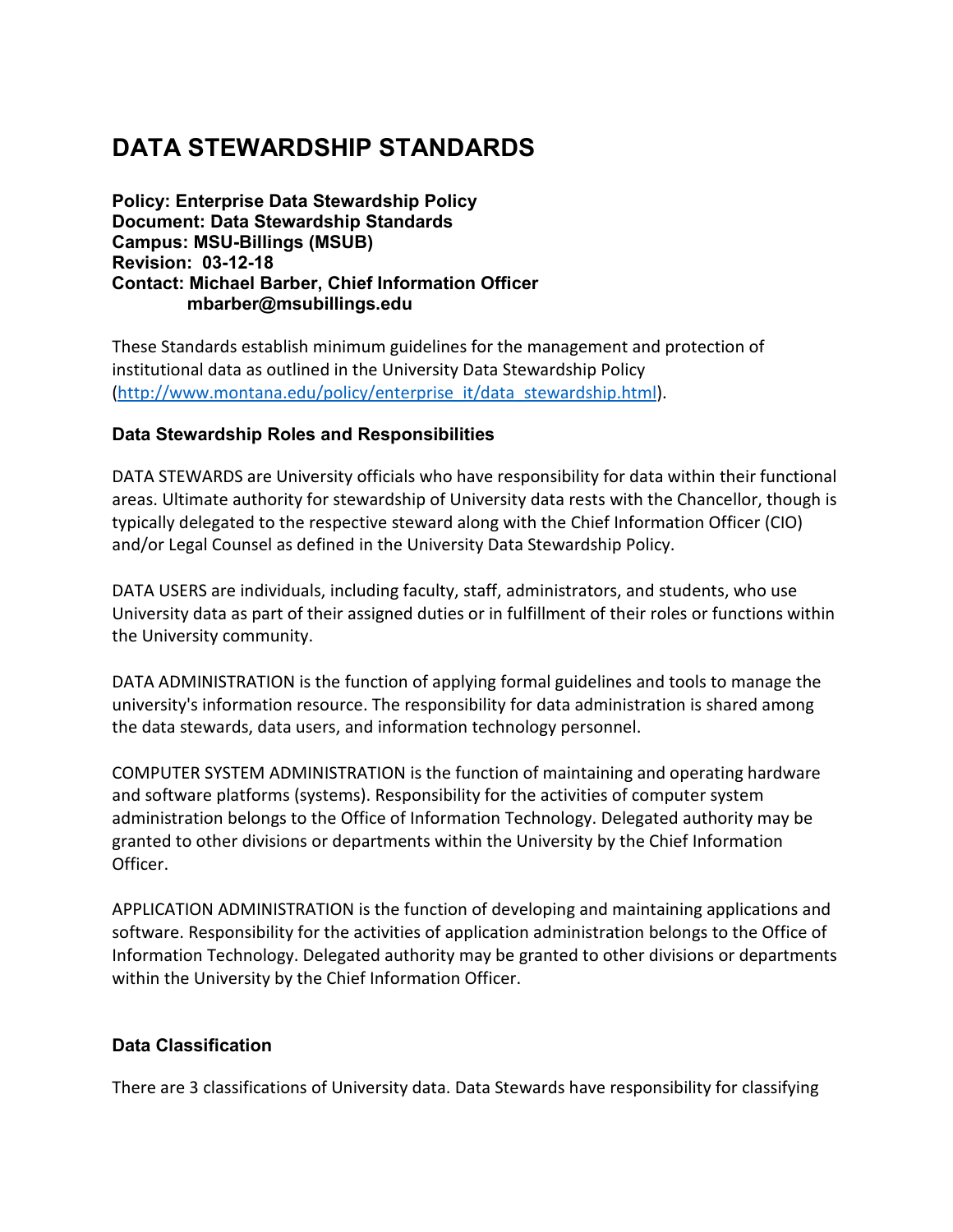# DATA STEWARDSHIP STANDARDS

**Policy: Enterprise Data Stewardship Policy**
**Document: Data Stewardship Standards**
**Campus: MSU-Billings (MSUB)**
**Revision: 03-12-18**
**Contact: Michael Barber, Chief Information Officer**
**mbarber@msubillings.edu**

These Standards establish minimum guidelines for the management and protection of institutional data as outlined in the University Data Stewardship Policy (http://www.montana.edu/policy/enterprise_it/data_stewardship.html).

### Data Stewardship Roles and Responsibilities

DATA STEWARDS are University officials who have responsibility for data within their functional areas. Ultimate authority for stewardship of University data rests with the Chancellor, though is typically delegated to the respective steward along with the Chief Information Officer (CIO) and/or Legal Counsel as defined in the University Data Stewardship Policy.

DATA USERS are individuals, including faculty, staff, administrators, and students, who use University data as part of their assigned duties or in fulfillment of their roles or functions within the University community.

DATA ADMINISTRATION is the function of applying formal guidelines and tools to manage the university's information resource. The responsibility for data administration is shared among the data stewards, data users, and information technology personnel.

COMPUTER SYSTEM ADMINISTRATION is the function of maintaining and operating hardware and software platforms (systems). Responsibility for the activities of computer system administration belongs to the Office of Information Technology. Delegated authority may be granted to other divisions or departments within the University by the Chief Information Officer.

APPLICATION ADMINISTRATION is the function of developing and maintaining applications and software. Responsibility for the activities of application administration belongs to the Office of Information Technology. Delegated authority may be granted to other divisions or departments within the University by the Chief Information Officer.

### Data Classification

There are 3 classifications of University data. Data Stewards have responsibility for classifying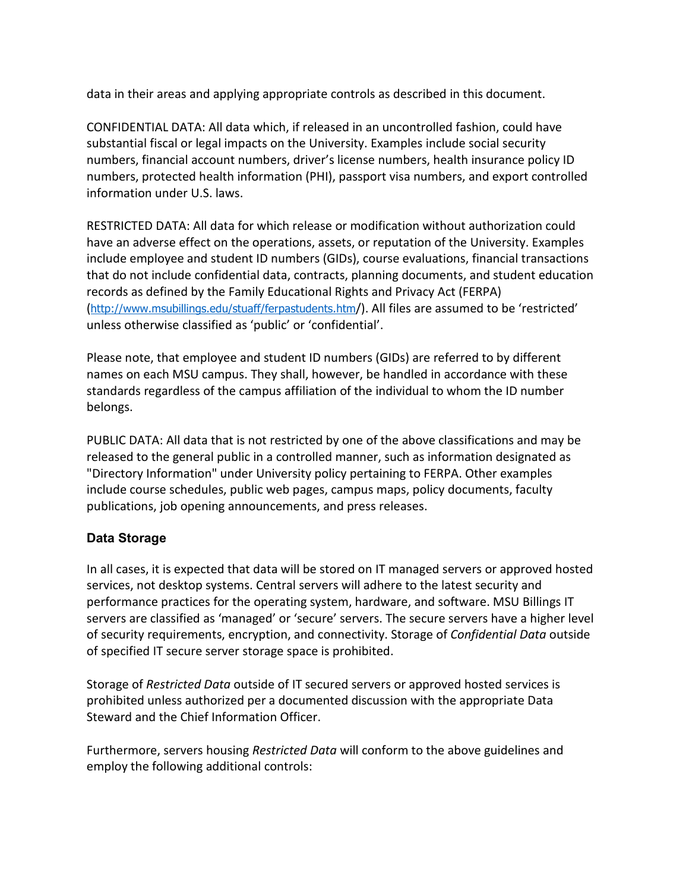data in their areas and applying appropriate controls as described in this document.

CONFIDENTIAL DATA: All data which, if released in an uncontrolled fashion, could have substantial fiscal or legal impacts on the University. Examples include social security numbers, financial account numbers, driver's license numbers, health insurance policy ID numbers, protected health information (PHI), passport visa numbers, and export controlled information under U.S. laws.

RESTRICTED DATA: All data for which release or modification without authorization could have an adverse effect on the operations, assets, or reputation of the University. Examples include employee and student ID numbers (GIDs), course evaluations, financial transactions that do not include confidential data, contracts, planning documents, and student education records as defined by the Family Educational Rights and Privacy Act (FERPA) (http://www.msubillings.edu/stuaff/ferpastudents.htm/). All files are assumed to be 'restricted' unless otherwise classified as 'public' or 'confidential'.

Please note, that employee and student ID numbers (GIDs) are referred to by different names on each MSU campus. They shall, however, be handled in accordance with these standards regardless of the campus affiliation of the individual to whom the ID number belongs.

PUBLIC DATA: All data that is not restricted by one of the above classifications and may be released to the general public in a controlled manner, such as information designated as "Directory Information" under University policy pertaining to FERPA. Other examples include course schedules, public web pages, campus maps, policy documents, faculty publications, job opening announcements, and press releases.

### Data Storage

In all cases, it is expected that data will be stored on IT managed servers or approved hosted services, not desktop systems. Central servers will adhere to the latest security and performance practices for the operating system, hardware, and software. MSU Billings IT servers are classified as 'managed' or 'secure' servers. The secure servers have a higher level of security requirements, encryption, and connectivity. Storage of *Confidential Data* outside of specified IT secure server storage space is prohibited.

Storage of *Restricted Data* outside of IT secured servers or approved hosted services is prohibited unless authorized per a documented discussion with the appropriate Data Steward and the Chief Information Officer.

Furthermore, servers housing *Restricted Data* will conform to the above guidelines and employ the following additional controls: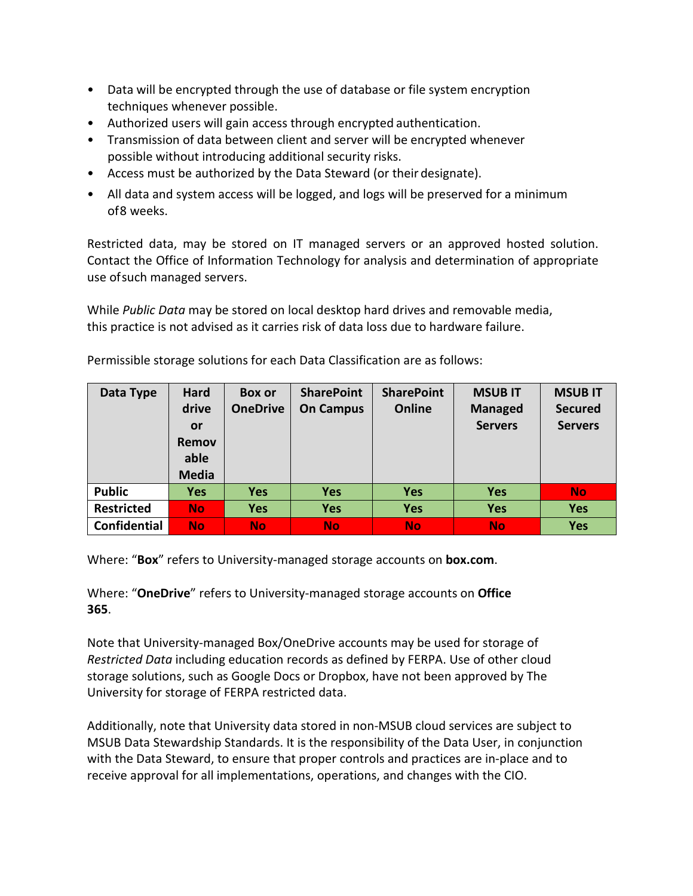- Data will be encrypted through the use of database or file system encryption techniques whenever possible.
- Authorized users will gain access through encrypted authentication.
- Transmission of data between client and server will be encrypted whenever possible without introducing additional security risks.
- Access must be authorized by the Data Steward (or their designate).
- All data and system access will be logged, and logs will be preserved for a minimum of 8 weeks.

Restricted data, may be stored on IT managed servers or an approved hosted solution. Contact the Office of Information Technology for analysis and determination of appropriate use of such managed servers.

While *Public Data* may be stored on local desktop hard drives and removable media, this practice is not advised as it carries risk of data loss due to hardware failure.

Permissible storage solutions for each Data Classification are as follows:

| Data Type | Hard drive or Removable Media | Box or OneDrive | SharePoint On Campus | SharePoint Online | MSUB IT Managed Servers | MSUB IT Secured Servers |
|---|---|---|---|---|---|---|
| **Public** | **Yes** | **Yes** | **Yes** | **Yes** | **Yes** | **No** |
| **Restricted** | **No** | **Yes** | **Yes** | **Yes** | **Yes** | **Yes** |
| **Confidential** | **No** | **No** | **No** | **No** | **No** | **Yes** |

Where: "**Box**" refers to University-managed storage accounts on **box.com**.

Where: "**OneDrive**" refers to University-managed storage accounts on **Office 365**.

Note that University-managed Box/OneDrive accounts may be used for storage of *Restricted Data* including education records as defined by FERPA. Use of other cloud storage solutions, such as Google Docs or Dropbox, have not been approved by The University for storage of FERPA restricted data.

Additionally, note that University data stored in non-MSUB cloud services are subject to MSUB Data Stewardship Standards. It is the responsibility of the Data User, in conjunction with the Data Steward, to ensure that proper controls and practices are in-place and to receive approval for all implementations, operations, and changes with the CIO.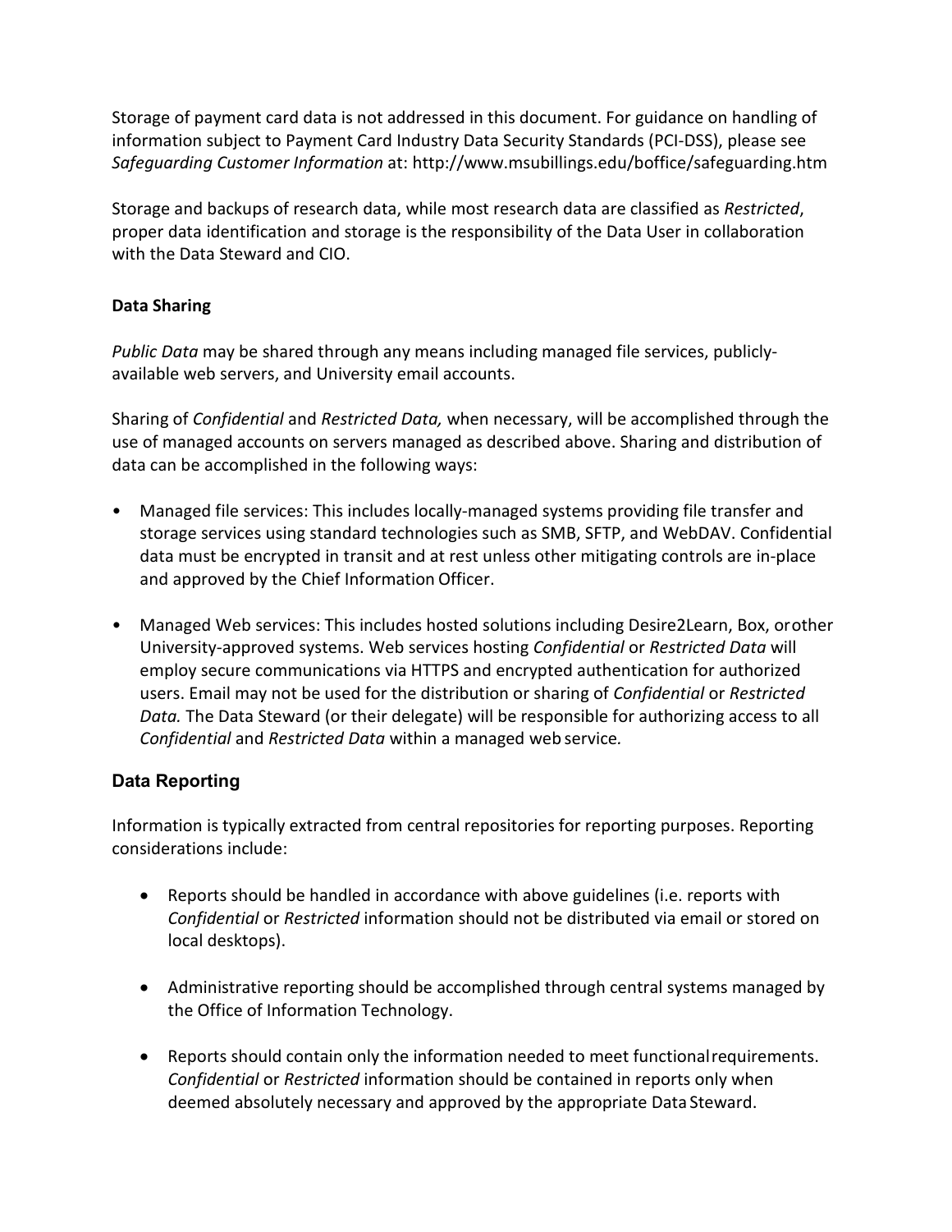Storage of payment card data is not addressed in this document. For guidance on handling of information subject to Payment Card Industry Data Security Standards (PCI-DSS), please see *Safeguarding Customer Information* at: http://www.msubillings.edu/boffice/safeguarding.htm

Storage and backups of research data, while most research data are classified as *Restricted*, proper data identification and storage is the responsibility of the Data User in collaboration with the Data Steward and CIO.

**Data Sharing**

*Public Data* may be shared through any means including managed file services, publicly-available web servers, and University email accounts.

Sharing of *Confidential* and *Restricted Data,* when necessary, will be accomplished through the use of managed accounts on servers managed as described above. Sharing and distribution of data can be accomplished in the following ways:

- Managed file services: This includes locally-managed systems providing file transfer and storage services using standard technologies such as SMB, SFTP, and WebDAV. Confidential data must be encrypted in transit and at rest unless other mitigating controls are in-place and approved by the Chief Information Officer.
- Managed Web services: This includes hosted solutions including Desire2Learn, Box, orother University-approved systems. Web services hosting *Confidential* or *Restricted Data* will employ secure communications via HTTPS and encrypted authentication for authorized users. Email may not be used for the distribution or sharing of *Confidential* or *Restricted Data.* The Data Steward (or their delegate) will be responsible for authorizing access to all *Confidential* and *Restricted Data* within a managed web service*.*

## Data Reporting

Information is typically extracted from central repositories for reporting purposes. Reporting considerations include:

- Reports should be handled in accordance with above guidelines (i.e. reports with *Confidential* or *Restricted* information should not be distributed via email or stored on local desktops).
- Administrative reporting should be accomplished through central systems managed by the Office of Information Technology.
- Reports should contain only the information needed to meet functionalrequirements. *Confidential* or *Restricted* information should be contained in reports only when deemed absolutely necessary and approved by the appropriate Data Steward.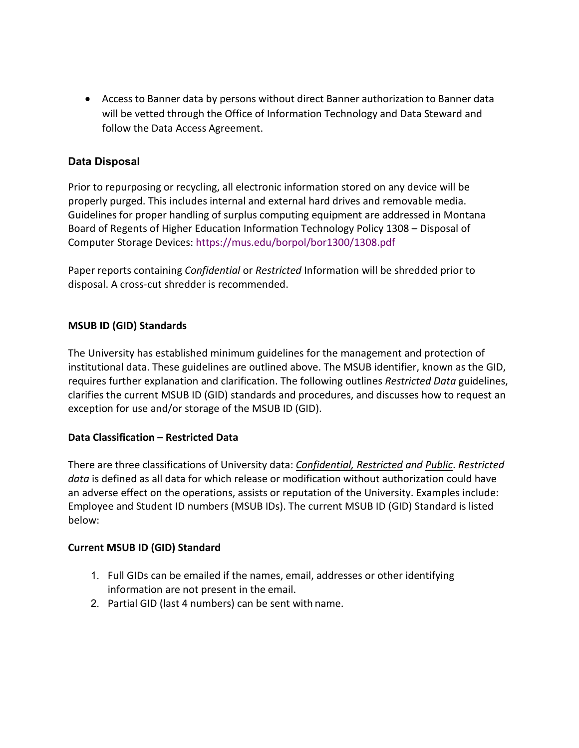- Access to Banner data by persons without direct Banner authorization to Banner data will be vetted through the Office of Information Technology and Data Steward and follow the Data Access Agreement.

### Data Disposal

Prior to repurposing or recycling, all electronic information stored on any device will be properly purged. This includes internal and external hard drives and removable media. Guidelines for proper handling of surplus computing equipment are addressed in Montana Board of Regents of Higher Education Information Technology Policy 1308 – Disposal of Computer Storage Devices: https://mus.edu/borpol/bor1300/1308.pdf

Paper reports containing *Confidential* or *Restricted* Information will be shredded prior to disposal. A cross-cut shredder is recommended.

### MSUB ID (GID) Standards

The University has established minimum guidelines for the management and protection of institutional data. These guidelines are outlined above. The MSUB identifier, known as the GID, requires further explanation and clarification. The following outlines *Restricted Data* guidelines, clarifies the current MSUB ID (GID) standards and procedures, and discusses how to request an exception for use and/or storage of the MSUB ID (GID).

### Data Classification – Restricted Data

There are three classifications of University data: *Confidential, Restricted and Public*. *Restricted data* is defined as all data for which release or modification without authorization could have an adverse effect on the operations, assists or reputation of the University. Examples include: Employee and Student ID numbers (MSUB IDs). The current MSUB ID (GID) Standard is listed below:

### Current MSUB ID (GID) Standard

1. Full GIDs can be emailed if the names, email, addresses or other identifying information are not present in the email.
2. Partial GID (last 4 numbers) can be sent with name.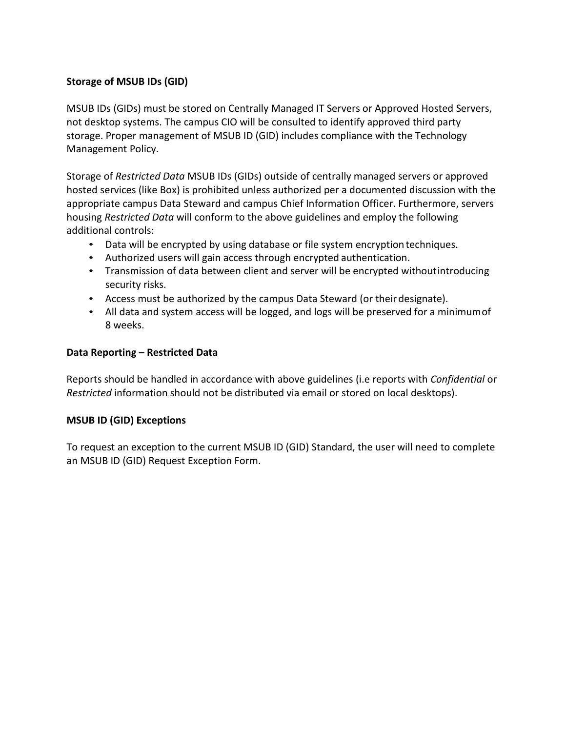**Storage of MSUB IDs (GID)**

MSUB IDs (GIDs) must be stored on Centrally Managed IT Servers or Approved Hosted Servers, not desktop systems. The campus CIO will be consulted to identify approved third party storage. Proper management of MSUB ID (GID) includes compliance with the Technology Management Policy.

Storage of *Restricted Data* MSUB IDs (GIDs) outside of centrally managed servers or approved hosted services (like Box) is prohibited unless authorized per a documented discussion with the appropriate campus Data Steward and campus Chief Information Officer. Furthermore, servers housing *Restricted Data* will conform to the above guidelines and employ the following additional controls:

- Data will be encrypted by using database or file system encryption techniques.
- Authorized users will gain access through encrypted authentication.
- Transmission of data between client and server will be encrypted without introducing security risks.
- Access must be authorized by the campus Data Steward (or their designate).
- All data and system access will be logged, and logs will be preserved for a minimum of 8 weeks.

**Data Reporting – Restricted Data**

Reports should be handled in accordance with above guidelines (i.e reports with *Confidential* or *Restricted* information should not be distributed via email or stored on local desktops).

**MSUB ID (GID) Exceptions**

To request an exception to the current MSUB ID (GID) Standard, the user will need to complete an MSUB ID (GID) Request Exception Form.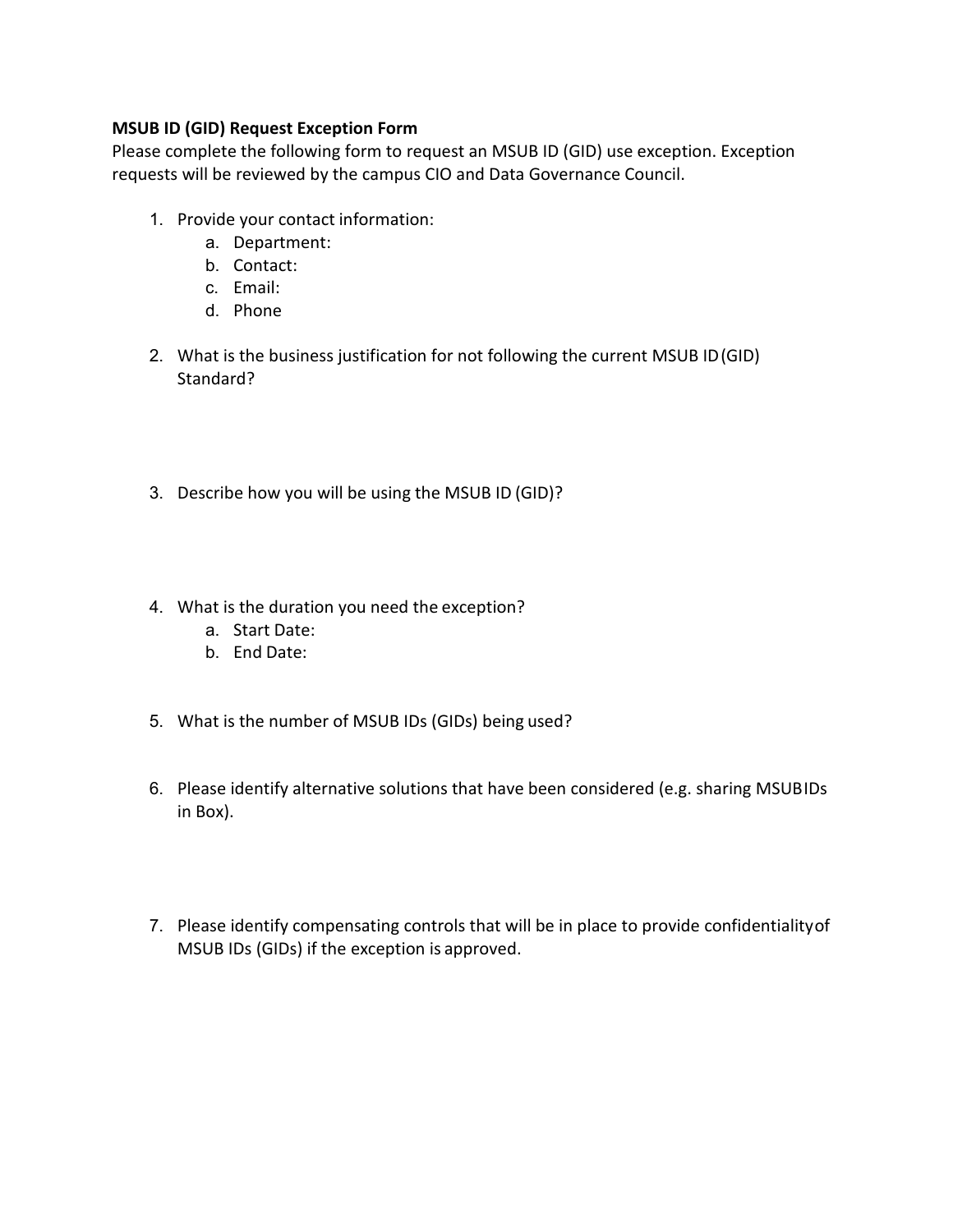**MSUB ID (GID) Request Exception Form**

Please complete the following form to request an MSUB ID (GID) use exception. Exception requests will be reviewed by the campus CIO and Data Governance Council.

1. Provide your contact information:
    a. Department:
    b. Contact:
    c. Email:
    d. Phone
2. What is the business justification for not following the current MSUB ID (GID) Standard?
3. Describe how you will be using the MSUB ID (GID)?
4. What is the duration you need the exception?
    a. Start Date:
    b. End Date:
5. What is the number of MSUB IDs (GIDs) being used?
6. Please identify alternative solutions that have been considered (e.g. sharing MSUB IDs in Box).
7. Please identify compensating controls that will be in place to provide confidentiality of MSUB IDs (GIDs) if the exception is approved.